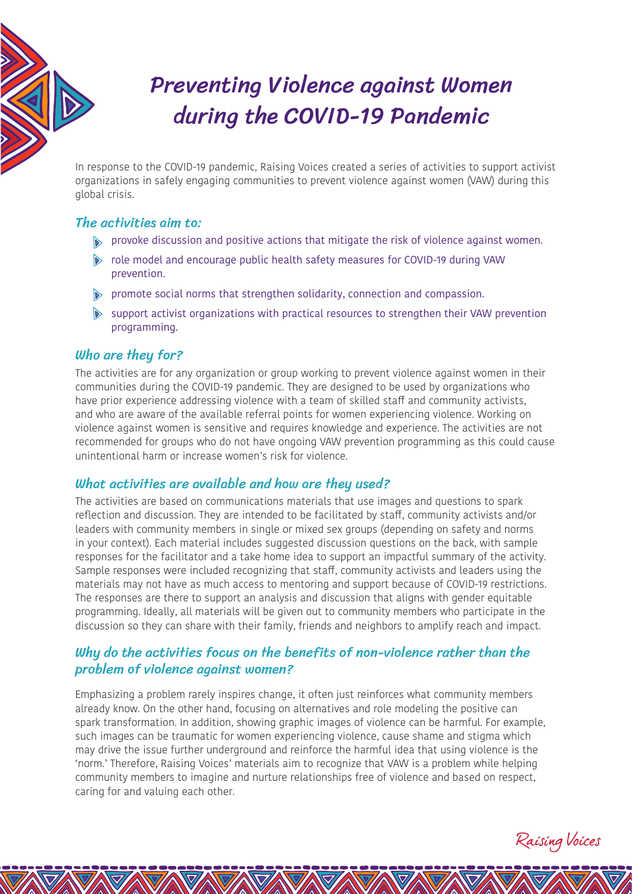# Preventing Violence against Women during the COVID-19 Pandemic

In response to the COVID-19 pandemic, Raising Voices created a series of activities to support activist organizations in safely engaging communities to prevent violence against women (VAW) during this global crisis.

## The activities aim to:

- provoke discussion and positive actions that mitigate the risk of violence against women.
- role model and encourage public health safety measures for COVID-19 during VAW prevention.
- promote social norms that strengthen solidarity, connection and compassion.
- support activist organizations with practical resources to strengthen their VAW prevention programming.

## Who are they for?

The activities are for any organization or group working to prevent violence against women in their communities during the COVID-19 pandemic. They are designed to be used by organizations who have prior experience addressing violence with a team of skilled staff and community activists, and who are aware of the available referral points for women experiencing violence. Working on violence against women is sensitive and requires knowledge and experience. The activities are not recommended for groups who do not have ongoing VAW prevention programming as this could cause unintentional harm or increase women's risk for violence.

## What activities are available and how are they used?

The activities are based on communications materials that use images and questions to spark reflection and discussion. They are intended to be facilitated by staff, community activists and/or leaders with community members in single or mixed sex groups (depending on safety and norms in your context). Each material includes suggested discussion questions on the back, with sample responses for the facilitator and a take home idea to support an impactful summary of the activity. Sample responses were included recognizing that staff, community activists and leaders using the materials may not have as much access to mentoring and support because of COVID-19 restrictions. The responses are there to support an analysis and discussion that aligns with gender equitable programming. Ideally, all materials will be given out to community members who participate in the discussion so they can share with their family, friends and neighbors to amplify reach and impact.

## Why do the activities focus on the benefits of non-violence rather than the problem of violence against women?

Emphasizing a problem rarely inspires change, it often just reinforces what community members already know. On the other hand, focusing on alternatives and role modeling the positive can spark transformation. In addition, showing graphic images of violence can be harmful. For example, such images can be traumatic for women experiencing violence, cause shame and stigma which may drive the issue further underground and reinforce the harmful idea that using violence is the 'norm.' Therefore, Raising Voices' materials aim to recognize that VAW is a problem while helping community members to imagine and nurture relationships free of violence and based on respect, caring for and valuing each other.

Raising Voices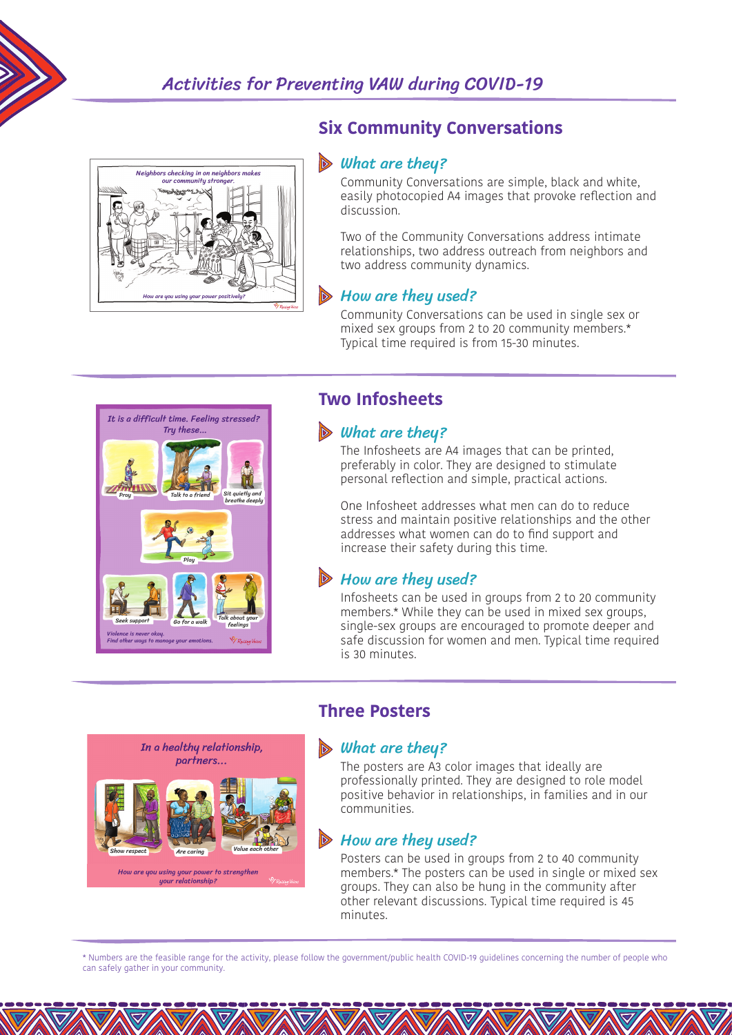## Activities for Preventing VAW during COVID-19

### Six Community Conversations

#### What are they?

Community Conversations are simple, black and white, easily photocopied A4 images that provoke reflection and discussion.

Two of the Community Conversations address intimate relationships, two address outreach from neighbors and two address community dynamics.

#### How are they used?

Community Conversations can be used in single sex or mixed sex groups from 2 to 20 community members.* Typical time required is from 15-30 minutes.

### Two Infosheets

#### What are they?

The Infosheets are A4 images that can be printed, preferably in color. They are designed to stimulate personal reflection and simple, practical actions.

One Infosheet addresses what men can do to reduce stress and maintain positive relationships and the other addresses what women can do to find support and increase their safety during this time.

#### How are they used?

Infosheets can be used in groups from 2 to 20 community members.* While they can be used in mixed sex groups, single-sex groups are encouraged to promote deeper and safe discussion for women and men. Typical time required is 30 minutes.

### Three Posters

#### What are they?

The posters are A3 color images that ideally are professionally printed. They are designed to role model positive behavior in relationships, in families and in our communities.

#### How are they used?

Posters can be used in groups from 2 to 40 community members.* The posters can be used in single or mixed sex groups. They can also be hung in the community after other relevant discussions. Typical time required is 45 minutes.

* Numbers are the feasible range for the activity, please follow the government/public health COVID-19 guidelines concerning the number of people who can safely gather in your community.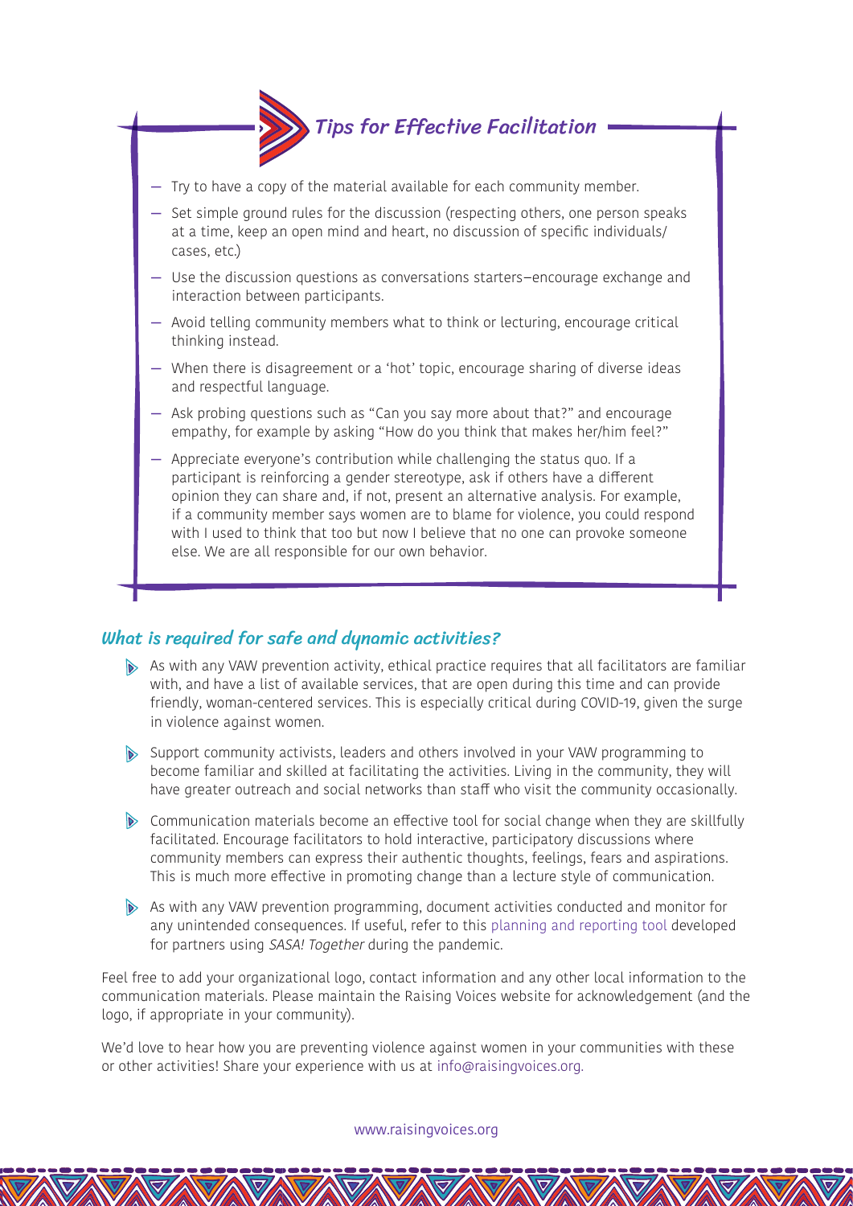## *Tips for Effective Facilitation*

- Try to have a copy of the material available for each community member.
- Set simple ground rules for the discussion (respecting others, one person speaks at a time, keep an open mind and heart, no discussion of specific individuals/ cases, etc.)
- Use the discussion questions as conversations starters—encourage exchange and interaction between participants.
- Avoid telling community members what to think or lecturing, encourage critical thinking instead.
- When there is disagreement or a 'hot' topic, encourage sharing of diverse ideas and respectful language.
- Ask probing questions such as "Can you say more about that?" and encourage empathy, for example by asking "How do you think that makes her/him feel?"
- Appreciate everyone's contribution while challenging the status quo. If a participant is reinforcing a gender stereotype, ask if others have a different opinion they can share and, if not, present an alternative analysis. For example, if a community member says women are to blame for violence, you could respond with I used to think that too but now I believe that no one can provoke someone else. We are all responsible for our own behavior.

## *What is required for safe and dynamic activities?*

- As with any VAW prevention activity, ethical practice requires that all facilitators are familiar with, and have a list of available services, that are open during this time and can provide friendly, woman-centered services. This is especially critical during COVID-19, given the surge in violence against women.
- Support community activists, leaders and others involved in your VAW programming to become familiar and skilled at facilitating the activities. Living in the community, they will have greater outreach and social networks than staff who visit the community occasionally.
- Communication materials become an effective tool for social change when they are skillfully facilitated. Encourage facilitators to hold interactive, participatory discussions where community members can express their authentic thoughts, feelings, fears and aspirations. This is much more effective in promoting change than a lecture style of communication.
- As with any VAW prevention programming, document activities conducted and monitor for any unintended consequences. If useful, refer to this planning and reporting tool developed for partners using *SASA! Together* during the pandemic.

Feel free to add your organizational logo, contact information and any other local information to the communication materials. Please maintain the Raising Voices website for acknowledgement (and the logo, if appropriate in your community).

We'd love to hear how you are preventing violence against women in your communities with these or other activities! Share your experience with us at info@raisingvoices.org.

www.raisingvoices.org